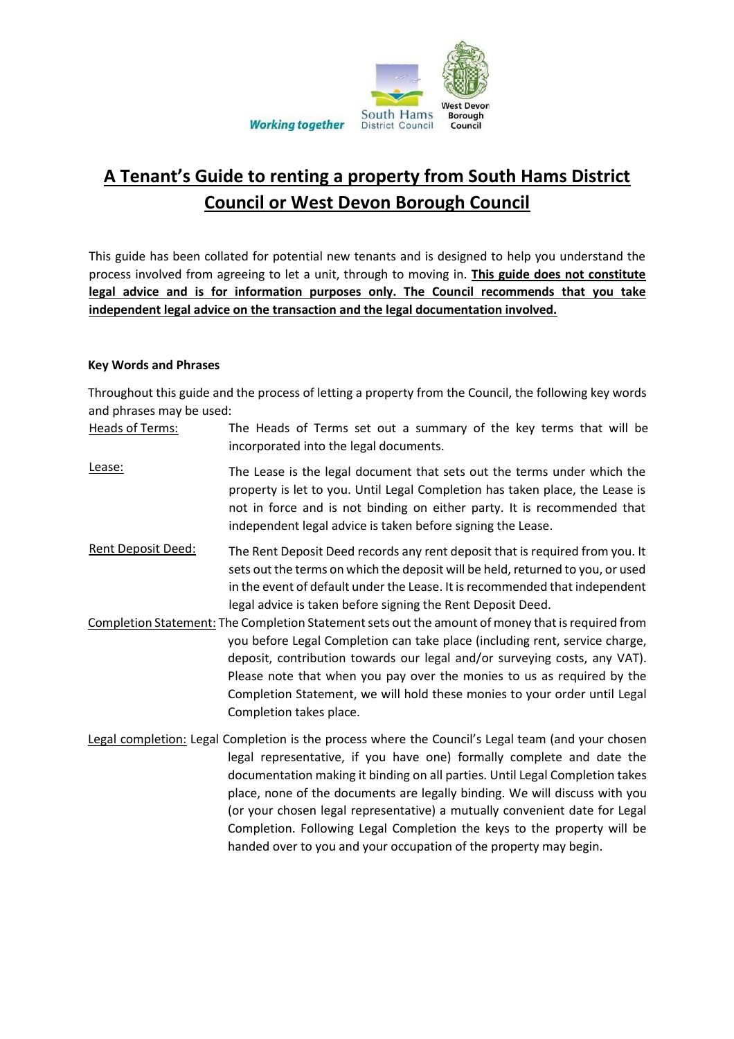Working together South Hams District Council West Devon Borough Council

# A Tenant's Guide to renting a property from South Hams District Council or West Devon Borough Council

This guide has been collated for potential new tenants and is designed to help you understand the process involved from agreeing to let a unit, through to moving in. **This guide does not constitute legal advice and is for information purposes only. The Council recommends that you take independent legal advice on the transaction and the legal documentation involved.**

**Key Words and Phrases**

Throughout this guide and the process of letting a property from the Council, the following key words and phrases may be used:

Heads of Terms: The Heads of Terms set out a summary of the key terms that will be incorporated into the legal documents.

Lease: The Lease is the legal document that sets out the terms under which the property is let to you. Until Legal Completion has taken place, the Lease is not in force and is not binding on either party. It is recommended that independent legal advice is taken before signing the Lease.

Rent Deposit Deed: The Rent Deposit Deed records any rent deposit that is required from you. It sets out the terms on which the deposit will be held, returned to you, or used in the event of default under the Lease. It is recommended that independent legal advice is taken before signing the Rent Deposit Deed.

Completion Statement: The Completion Statement sets out the amount of money that is required from you before Legal Completion can take place (including rent, service charge, deposit, contribution towards our legal and/or surveying costs, any VAT). Please note that when you pay over the monies to us as required by the Completion Statement, we will hold these monies to your order until Legal Completion takes place.

Legal completion: Legal Completion is the process where the Council's Legal team (and your chosen legal representative, if you have one) formally complete and date the documentation making it binding on all parties. Until Legal Completion takes place, none of the documents are legally binding. We will discuss with you (or your chosen legal representative) a mutually convenient date for Legal Completion. Following Legal Completion the keys to the property will be handed over to you and your occupation of the property may begin.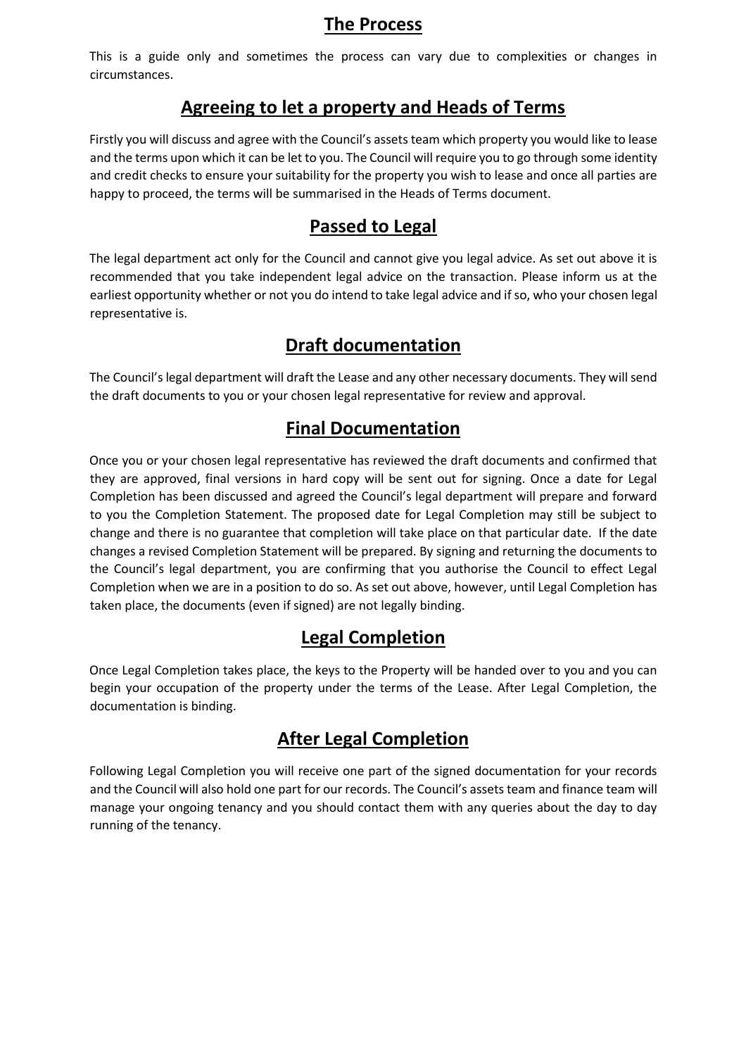# The Process

This is a guide only and sometimes the process can vary due to complexities or changes in circumstances.

## Agreeing to let a property and Heads of Terms

Firstly you will discuss and agree with the Council's assets team which property you would like to lease and the terms upon which it can be let to you. The Council will require you to go through some identity and credit checks to ensure your suitability for the property you wish to lease and once all parties are happy to proceed, the terms will be summarised in the Heads of Terms document.

## Passed to Legal

The legal department act only for the Council and cannot give you legal advice. As set out above it is recommended that you take independent legal advice on the transaction. Please inform us at the earliest opportunity whether or not you do intend to take legal advice and if so, who your chosen legal representative is.

## Draft documentation

The Council's legal department will draft the Lease and any other necessary documents. They will send the draft documents to you or your chosen legal representative for review and approval.

## Final Documentation

Once you or your chosen legal representative has reviewed the draft documents and confirmed that they are approved, final versions in hard copy will be sent out for signing. Once a date for Legal Completion has been discussed and agreed the Council's legal department will prepare and forward to you the Completion Statement. The proposed date for Legal Completion may still be subject to change and there is no guarantee that completion will take place on that particular date. If the date changes a revised Completion Statement will be prepared. By signing and returning the documents to the Council's legal department, you are confirming that you authorise the Council to effect Legal Completion when we are in a position to do so. As set out above, however, until Legal Completion has taken place, the documents (even if signed) are not legally binding.

## Legal Completion

Once Legal Completion takes place, the keys to the Property will be handed over to you and you can begin your occupation of the property under the terms of the Lease. After Legal Completion, the documentation is binding.

## After Legal Completion

Following Legal Completion you will receive one part of the signed documentation for your records and the Council will also hold one part for our records. The Council's assets team and finance team will manage your ongoing tenancy and you should contact them with any queries about the day to day running of the tenancy.